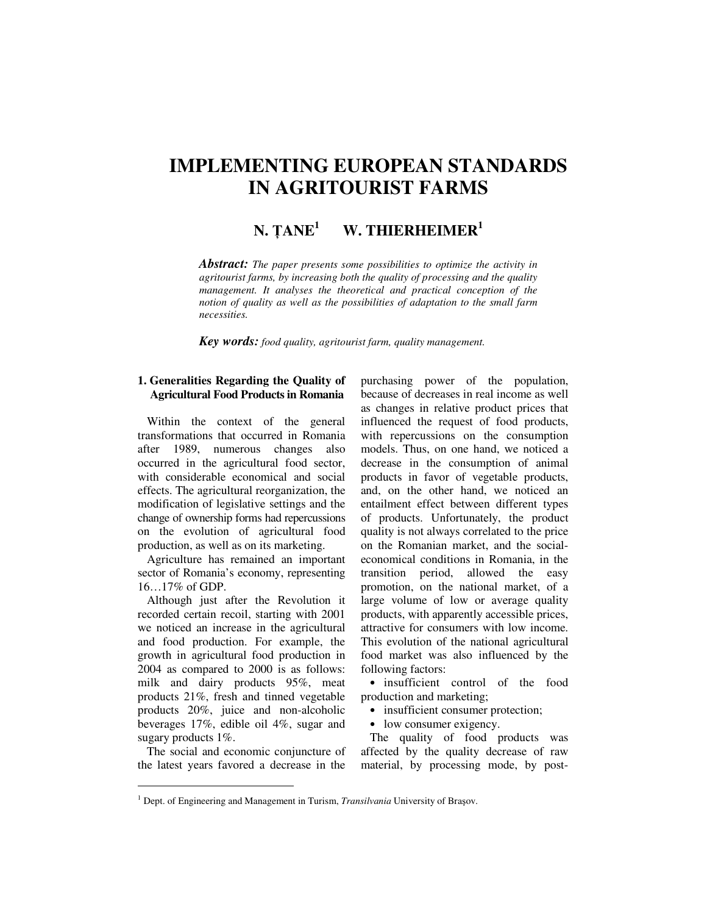# IMPLEMENTING EUROPEAN STANDARDS IN AGRITOURIST FARMS

**N. ȚANE[1] W. THIERHEIMER[1]**

***Abstract:*** *The paper presents some possibilities to optimize the activity in agritourist farms, by increasing both the quality of processing and the quality management. It analyses the theoretical and practical conception of the notion of quality as well as the possibilities of adaptation to the small farm necessities.*

***Key words:*** *food quality, agritourist farm, quality management.*

## 1. Generalities Regarding the Quality of Agricultural Food Products in Romania

Within the context of the general transformations that occurred in Romania after 1989, numerous changes also occurred in the agricultural food sector, with considerable economical and social effects. The agricultural reorganization, the modification of legislative settings and the change of ownership forms had repercussions on the evolution of agricultural food production, as well as on its marketing.

Agriculture has remained an important sector of Romania's economy, representing 16…17% of GDP.

Although just after the Revolution it recorded certain recoil, starting with 2001 we noticed an increase in the agricultural and food production. For example, the growth in agricultural food production in 2004 as compared to 2000 is as follows: milk and dairy products 95%, meat products 21%, fresh and tinned vegetable products 20%, juice and non-alcoholic beverages 17%, edible oil 4%, sugar and sugary products 1%.

The social and economic conjuncture of the latest years favored a decrease in the purchasing power of the population, because of decreases in real income as well as changes in relative product prices that influenced the request of food products, with repercussions on the consumption models. Thus, on one hand, we noticed a decrease in the consumption of animal products in favor of vegetable products, and, on the other hand, we noticed an entailment effect between different types of products. Unfortunately, the product quality is not always correlated to the price on the Romanian market, and the social-economical conditions in Romania, in the transition period, allowed the easy promotion, on the national market, of a large volume of low or average quality products, with apparently accessible prices, attractive for consumers with low income. This evolution of the national agricultural food market was also influenced by the following factors:

- insufficient control of the food production and marketing;
- insufficient consumer protection;
- low consumer exigency.

The quality of food products was affected by the quality decrease of raw material, by processing mode, by post-

---

[1] Dept. of Engineering and Management in Turism, *Transilvania* University of Brașov.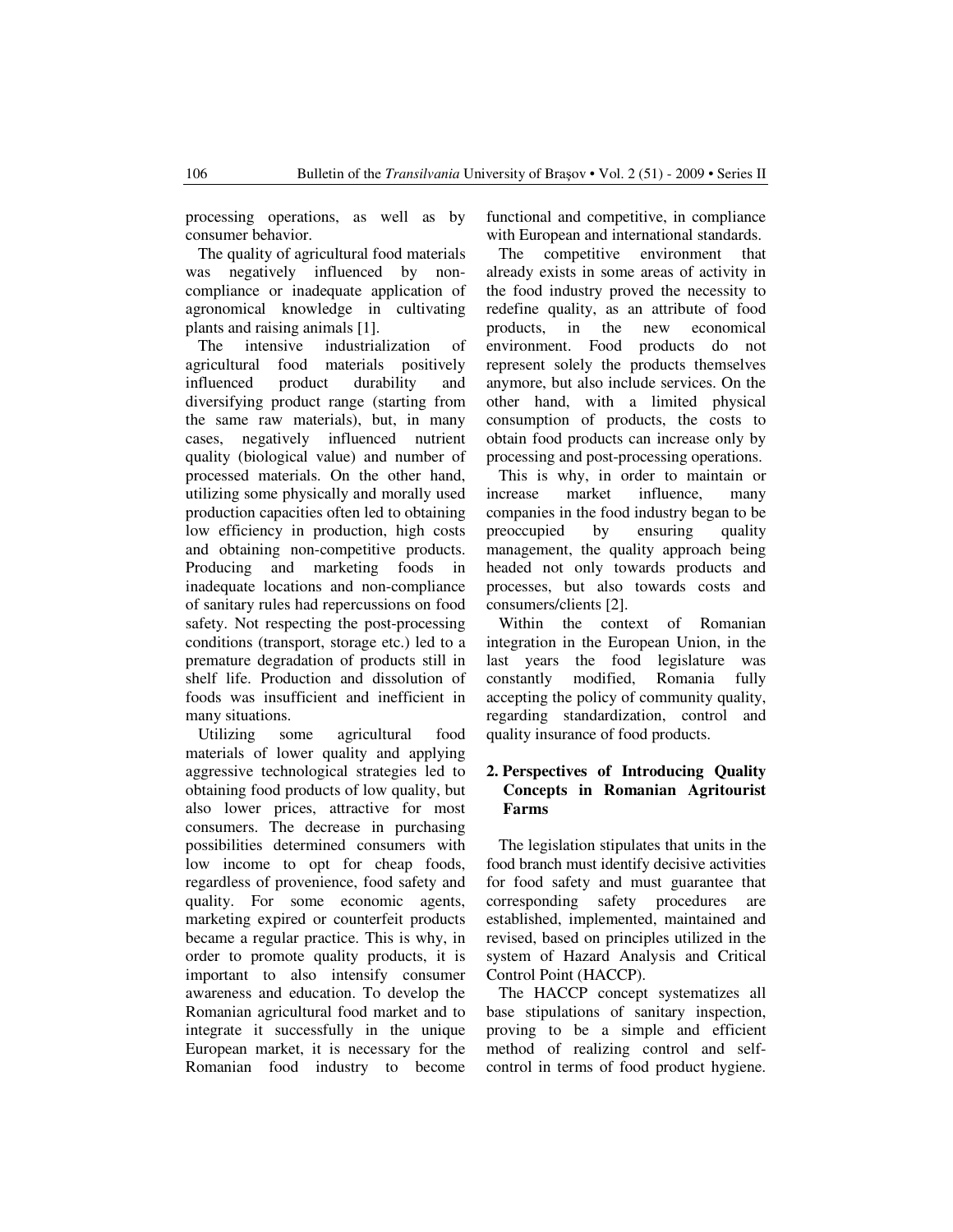processing operations, as well as by consumer behavior.

The quality of agricultural food materials was negatively influenced by non-compliance or inadequate application of agronomical knowledge in cultivating plants and raising animals [1].

The intensive industrialization of agricultural food materials positively influenced product durability and diversifying product range (starting from the same raw materials), but, in many cases, negatively influenced nutrient quality (biological value) and number of processed materials. On the other hand, utilizing some physically and morally used production capacities often led to obtaining low efficiency in production, high costs and obtaining non-competitive products. Producing and marketing foods in inadequate locations and non-compliance of sanitary rules had repercussions on food safety. Not respecting the post-processing conditions (transport, storage etc.) led to a premature degradation of products still in shelf life. Production and dissolution of foods was insufficient and inefficient in many situations.

Utilizing some agricultural food materials of lower quality and applying aggressive technological strategies led to obtaining food products of low quality, but also lower prices, attractive for most consumers. The decrease in purchasing possibilities determined consumers with low income to opt for cheap foods, regardless of provenience, food safety and quality. For some economic agents, marketing expired or counterfeit products became a regular practice. This is why, in order to promote quality products, it is important to also intensify consumer awareness and education. To develop the Romanian agricultural food market and to integrate it successfully in the unique European market, it is necessary for the Romanian food industry to become functional and competitive, in compliance with European and international standards.

The competitive environment that already exists in some areas of activity in the food industry proved the necessity to redefine quality, as an attribute of food products, in the new economical environment. Food products do not represent solely the products themselves anymore, but also include services. On the other hand, with a limited physical consumption of products, the costs to obtain food products can increase only by processing and post-processing operations.

This is why, in order to maintain or increase market influence, many companies in the food industry began to be preoccupied by ensuring quality management, the quality approach being headed not only towards products and processes, but also towards costs and consumers/clients [2].

Within the context of Romanian integration in the European Union, in the last years the food legislature was constantly modified, Romania fully accepting the policy of community quality, regarding standardization, control and quality insurance of food products.

## 2. Perspectives of Introducing Quality Concepts in Romanian Agritourist Farms

The legislation stipulates that units in the food branch must identify decisive activities for food safety and must guarantee that corresponding safety procedures are established, implemented, maintained and revised, based on principles utilized in the system of Hazard Analysis and Critical Control Point (HACCP).

The HACCP concept systematizes all base stipulations of sanitary inspection, proving to be a simple and efficient method of realizing control and self-control in terms of food product hygiene.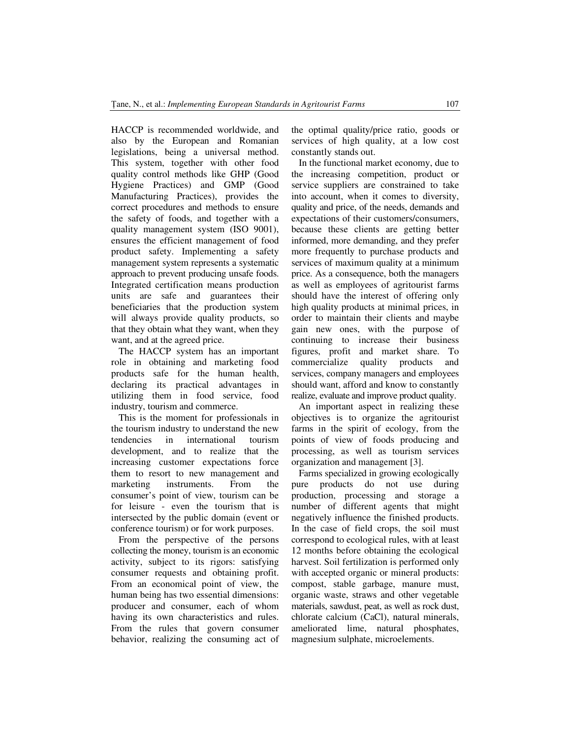HACCP is recommended worldwide, and also by the European and Romanian legislations, being a universal method. This system, together with other food quality control methods like GHP (Good Hygiene Practices) and GMP (Good Manufacturing Practices), provides the correct procedures and methods to ensure the safety of foods, and together with a quality management system (ISO 9001), ensures the efficient management of food product safety. Implementing a safety management system represents a systematic approach to prevent producing unsafe foods. Integrated certification means production units are safe and guarantees their beneficiaries that the production system will always provide quality products, so that they obtain what they want, when they want, and at the agreed price.

The HACCP system has an important role in obtaining and marketing food products safe for the human health, declaring its practical advantages in utilizing them in food service, food industry, tourism and commerce.

This is the moment for professionals in the tourism industry to understand the new tendencies in international tourism development, and to realize that the increasing customer expectations force them to resort to new management and marketing instruments. From the consumer's point of view, tourism can be for leisure - even the tourism that is intersected by the public domain (event or conference tourism) or for work purposes.

From the perspective of the persons collecting the money, tourism is an economic activity, subject to its rigors: satisfying consumer requests and obtaining profit. From an economical point of view, the human being has two essential dimensions: producer and consumer, each of whom having its own characteristics and rules. From the rules that govern consumer behavior, realizing the consuming act of the optimal quality/price ratio, goods or services of high quality, at a low cost constantly stands out.

In the functional market economy, due to the increasing competition, product or service suppliers are constrained to take into account, when it comes to diversity, quality and price, of the needs, demands and expectations of their customers/consumers, because these clients are getting better informed, more demanding, and they prefer more frequently to purchase products and services of maximum quality at a minimum price. As a consequence, both the managers as well as employees of agritourist farms should have the interest of offering only high quality products at minimal prices, in order to maintain their clients and maybe gain new ones, with the purpose of continuing to increase their business figures, profit and market share. To commercialize quality products and services, company managers and employees should want, afford and know to constantly realize, evaluate and improve product quality.

An important aspect in realizing these objectives is to organize the agritourist farms in the spirit of ecology, from the points of view of foods producing and processing, as well as tourism services organization and management [3].

Farms specialized in growing ecologically pure products do not use during production, processing and storage a number of different agents that might negatively influence the finished products. In the case of field crops, the soil must correspond to ecological rules, with at least 12 months before obtaining the ecological harvest. Soil fertilization is performed only with accepted organic or mineral products: compost, stable garbage, manure must, organic waste, straws and other vegetable materials, sawdust, peat, as well as rock dust, chlorate calcium (CaCl), natural minerals, ameliorated lime, natural phosphates, magnesium sulphate, microelements.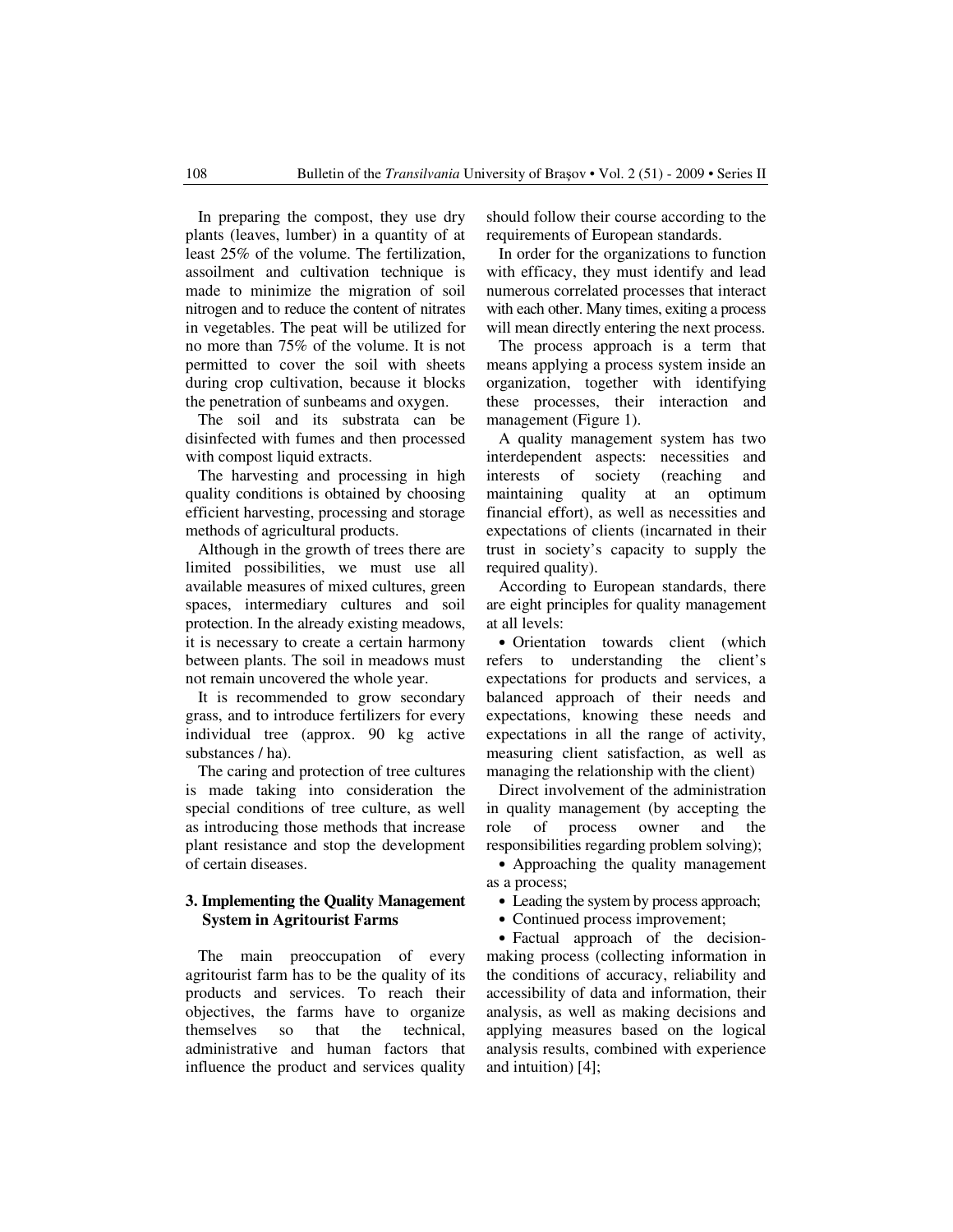In preparing the compost, they use dry plants (leaves, lumber) in a quantity of at least 25% of the volume. The fertilization, assoilment and cultivation technique is made to minimize the migration of soil nitrogen and to reduce the content of nitrates in vegetables. The peat will be utilized for no more than 75% of the volume. It is not permitted to cover the soil with sheets during crop cultivation, because it blocks the penetration of sunbeams and oxygen.

The soil and its substrata can be disinfected with fumes and then processed with compost liquid extracts.

The harvesting and processing in high quality conditions is obtained by choosing efficient harvesting, processing and storage methods of agricultural products.

Although in the growth of trees there are limited possibilities, we must use all available measures of mixed cultures, green spaces, intermediary cultures and soil protection. In the already existing meadows, it is necessary to create a certain harmony between plants. The soil in meadows must not remain uncovered the whole year.

It is recommended to grow secondary grass, and to introduce fertilizers for every individual tree (approx. 90 kg active substances / ha).

The caring and protection of tree cultures is made taking into consideration the special conditions of tree culture, as well as introducing those methods that increase plant resistance and stop the development of certain diseases.

## 3. Implementing the Quality Management System in Agritourist Farms

The main preoccupation of every agritourist farm has to be the quality of its products and services. To reach their objectives, the farms have to organize themselves so that the technical, administrative and human factors that influence the product and services quality should follow their course according to the requirements of European standards.

In order for the organizations to function with efficacy, they must identify and lead numerous correlated processes that interact with each other. Many times, exiting a process will mean directly entering the next process.

The process approach is a term that means applying a process system inside an organization, together with identifying these processes, their interaction and management (Figure 1).

A quality management system has two interdependent aspects: necessities and interests of society (reaching and maintaining quality at an optimum financial effort), as well as necessities and expectations of clients (incarnated in their trust in society's capacity to supply the required quality).

According to European standards, there are eight principles for quality management at all levels:

- Orientation towards client (which refers to understanding the client's expectations for products and services, a balanced approach of their needs and expectations, knowing these needs and expectations in all the range of activity, measuring client satisfaction, as well as managing the relationship with the client)

Direct involvement of the administration in quality management (by accepting the role of process owner and the responsibilities regarding problem solving);

- Approaching the quality management as a process;
- Leading the system by process approach;
- Continued process improvement;
- Factual approach of the decision-making process (collecting information in the conditions of accuracy, reliability and accessibility of data and information, their analysis, as well as making decisions and applying measures based on the logical analysis results, combined with experience and intuition) [4];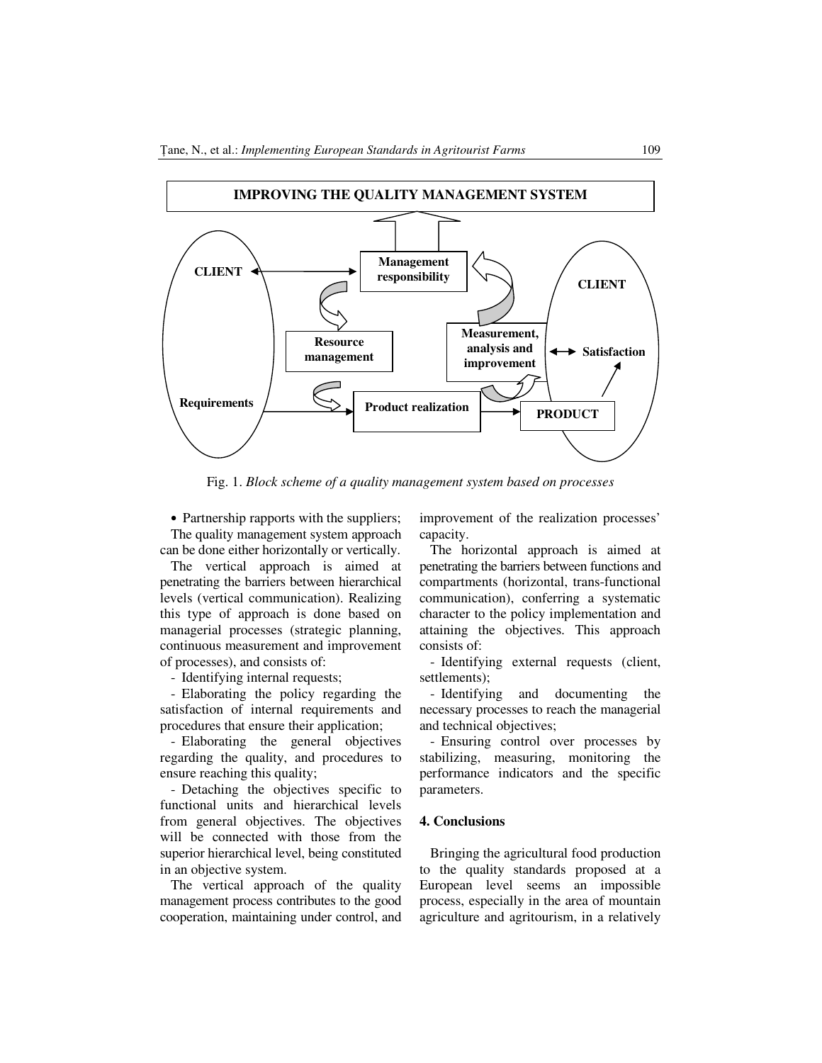Fig. 1. *Block scheme of a quality management system based on processes*

- Partnership rapports with the suppliers;

The quality management system approach can be done either horizontally or vertically.

The vertical approach is aimed at penetrating the barriers between hierarchical levels (vertical communication). Realizing this type of approach is done based on managerial processes (strategic planning, continuous measurement and improvement of processes), and consists of:

- Identifying internal requests;
- Elaborating the policy regarding the satisfaction of internal requirements and procedures that ensure their application;
- Elaborating the general objectives regarding the quality, and procedures to ensure reaching this quality;
- Detaching the objectives specific to functional units and hierarchical levels from general objectives. The objectives will be connected with those from the superior hierarchical level, being constituted in an objective system.

The vertical approach of the quality management process contributes to the good cooperation, maintaining under control, and improvement of the realization processes' capacity.

The horizontal approach is aimed at penetrating the barriers between functions and compartments (horizontal, trans-functional communication), conferring a systematic character to the policy implementation and attaining the objectives. This approach consists of:

- Identifying external requests (client, settlements);
- Identifying and documenting the necessary processes to reach the managerial and technical objectives;
- Ensuring control over processes by stabilizing, measuring, monitoring the performance indicators and the specific parameters.

## 4. Conclusions

Bringing the agricultural food production to the quality standards proposed at a European level seems an impossible process, especially in the area of mountain agriculture and agritourism, in a relatively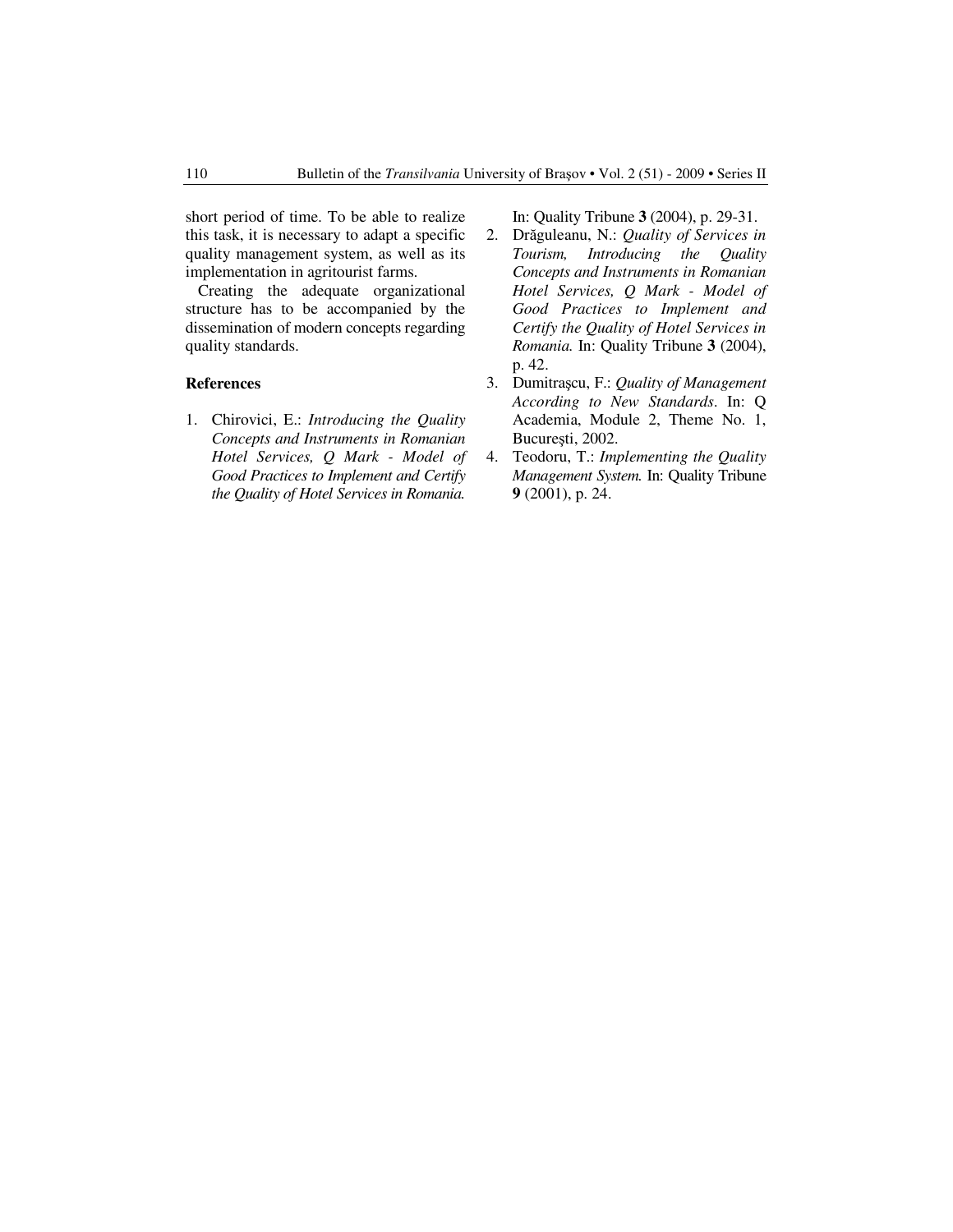short period of time. To be able to realize this task, it is necessary to adapt a specific quality management system, as well as its implementation in agritourist farms.

Creating the adequate organizational structure has to be accompanied by the dissemination of modern concepts regarding quality standards.

### References

1. Chirovici, E.: *Introducing the Quality Concepts and Instruments in Romanian Hotel Services, Q Mark - Model of Good Practices to Implement and Certify the Quality of Hotel Services in Romania.* In: Quality Tribune **3** (2004), p. 29-31.
2. Drăguleanu, N.: *Quality of Services in Tourism, Introducing the Quality Concepts and Instruments in Romanian Hotel Services, Q Mark - Model of Good Practices to Implement and Certify the Quality of Hotel Services in Romania.* In: Quality Tribune **3** (2004), p. 42.
3. Dumitraşcu, F.: *Quality of Management According to New Standards*. In: Q Academia, Module 2, Theme No. 1, Bucureşti, 2002.
4. Teodoru, T.: *Implementing the Quality Management System.* In: Quality Tribune **9** (2001), p. 24.